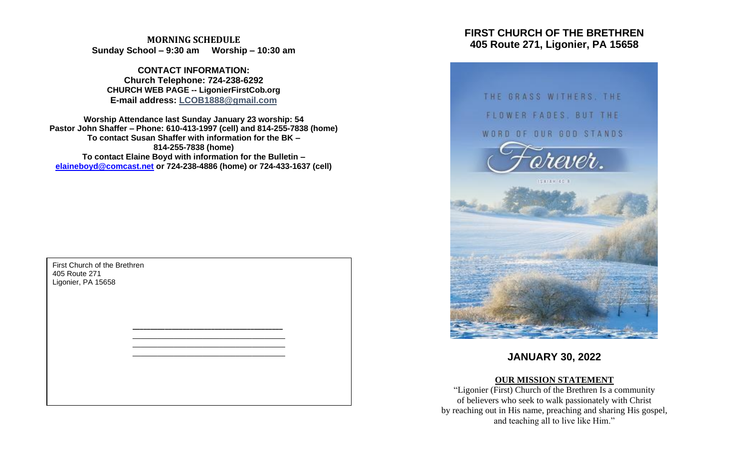**MORNING SCHEDULE**
**Sunday School – 9:30 am     Worship – 10:30 am**

**CONTACT INFORMATION:**
**Church Telephone: 724-238-6292**
**CHURCH WEB PAGE -- LigonierFirstCob.org**
**E-mail address: LCOB1888@gmail.com**

**Worship Attendance last Sunday January 23 worship: 54**
**Pastor John Shaffer – Phone: 610-413-1997 (cell) and 814-255-7838 (home)**
**To contact Susan Shaffer with information for the BK – 814-255-7838 (home)**
**To contact Elaine Boyd with information for the Bulletin – elaineboyd@comcast.net or 724-238-4886 (home) or 724-433-1637 (cell)**

First Church of the Brethren
405 Route 271
Ligonier, PA 15658

___________________________________
___________________________________
___________________________________
___________________________________

# FIRST CHURCH OF THE BRETHREN
## 405 Route 271, Ligonier, PA 15658

THE GRASS WITHERS, THE FLOWER FADES, BUT THE WORD OF OUR GOD STANDS Forever.

ISAIAH 40:8

## JANUARY 30, 2022

**OUR MISSION STATEMENT**

"Ligonier (First) Church of the Brethren Is a community of believers who seek to walk passionately with Christ by reaching out in His name, preaching and sharing His gospel, and teaching all to live like Him."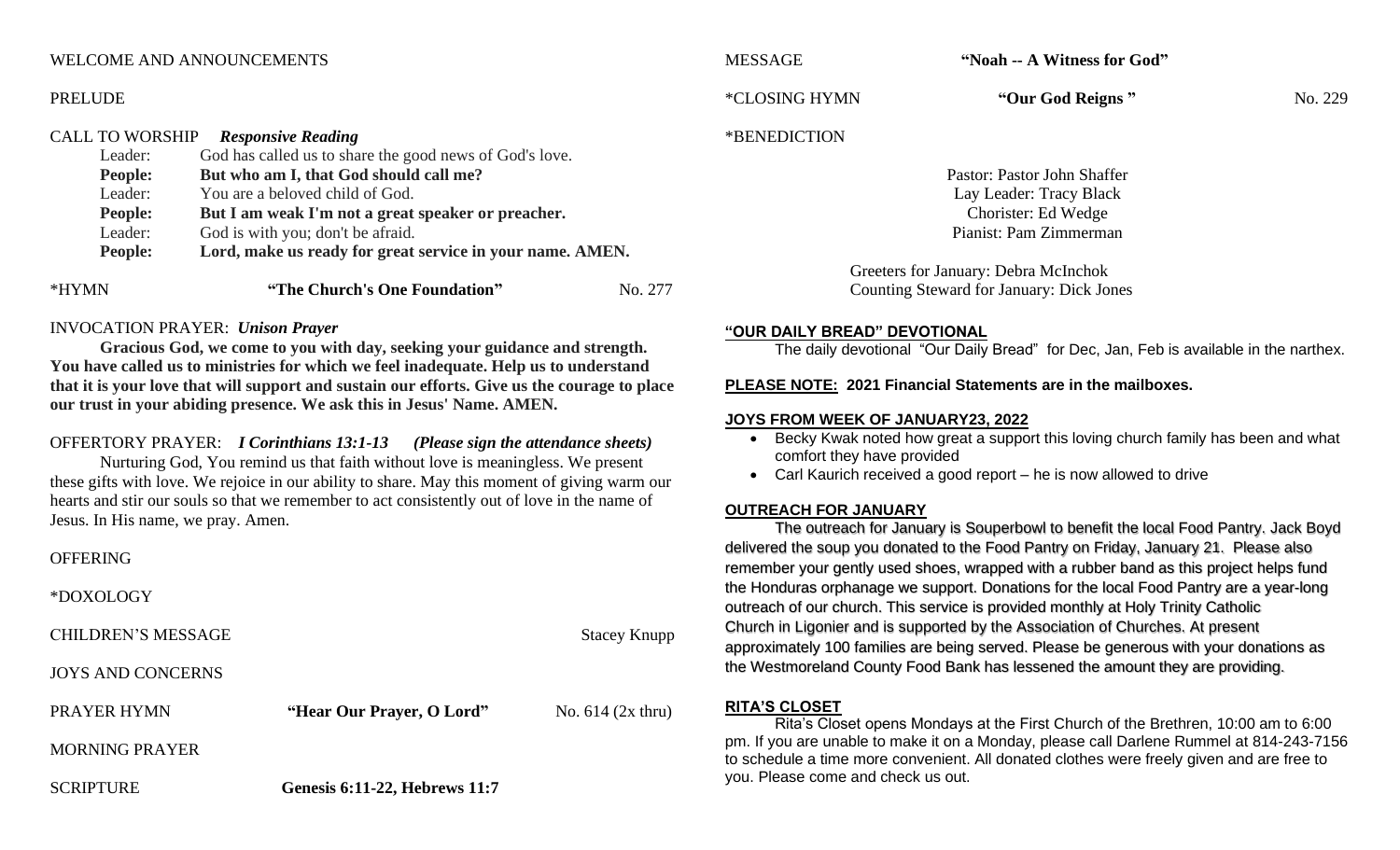WELCOME AND ANNOUNCEMENTS

PRELUDE

CALL TO WORSHIP *Responsive Reading*

Leader: God has called us to share the good news of God's love.
**People: But who am I, that God should call me?**
Leader: You are a beloved child of God.
**People: But I am weak I'm not a great speaker or preacher.**
Leader: God is with you; don't be afraid.
**People: Lord, make us ready for great service in your name. AMEN.**

*HYMN **"The Church's One Foundation"** No. 277

INVOCATION PRAYER: ***Unison Prayer***

**Gracious God, we come to you with day, seeking your guidance and strength. You have called us to ministries for which we feel inadequate. Help us to understand that it is your love that will support and sustain our efforts. Give us the courage to place our trust in your abiding presence. We ask this in Jesus' Name. AMEN.**

OFFERTORY PRAYER: ***I Corinthians 13:1-13*** ***(Please sign the attendance sheets)***

Nurturing God, You remind us that faith without love is meaningless. We present these gifts with love. We rejoice in our ability to share. May this moment of giving warm our hearts and stir our souls so that we remember to act consistently out of love in the name of Jesus. In His name, we pray. Amen.

OFFERING

*DOXOLOGY

CHILDREN'S MESSAGE Stacey Knupp

JOYS AND CONCERNS

PRAYER HYMN **"Hear Our Prayer, O Lord"** No. 614 (2x thru)

MORNING PRAYER

SCRIPTURE **Genesis 6:11-22, Hebrews 11:7**

MESSAGE **"Noah -- A Witness for God"**

*CLOSING HYMN **"Our God Reigns "** No. 229

*BENEDICTION

Pastor: Pastor John Shaffer
Lay Leader: Tracy Black
Chorister: Ed Wedge
Pianist: Pam Zimmerman

Greeters for January: Debra McInchok
Counting Steward for January: Dick Jones

**"OUR DAILY BREAD" DEVOTIONAL**

The daily devotional "Our Daily Bread" for Dec, Jan, Feb is available in the narthex.

**PLEASE NOTE: 2021 Financial Statements are in the mailboxes.**

**JOYS FROM WEEK OF JANUARY23, 2022**

- Becky Kwak noted how great a support this loving church family has been and what comfort they have provided
- Carl Kaurich received a good report – he is now allowed to drive

**OUTREACH FOR JANUARY**

The outreach for January is Souperbowl to benefit the local Food Pantry. Jack Boyd delivered the soup you donated to the Food Pantry on Friday, January 21. Please also remember your gently used shoes, wrapped with a rubber band as this project helps fund the Honduras orphanage we support. Donations for the local Food Pantry are a year-long outreach of our church. This service is provided monthly at Holy Trinity Catholic Church in Ligonier and is supported by the Association of Churches. At present approximately 100 families are being served. Please be generous with your donations as the Westmoreland County Food Bank has lessened the amount they are providing.

**RITA'S CLOSET**

Rita's Closet opens Mondays at the First Church of the Brethren, 10:00 am to 6:00 pm. If you are unable to make it on a Monday, please call Darlene Rummel at 814-243-7156 to schedule a time more convenient. All donated clothes were freely given and are free to you. Please come and check us out.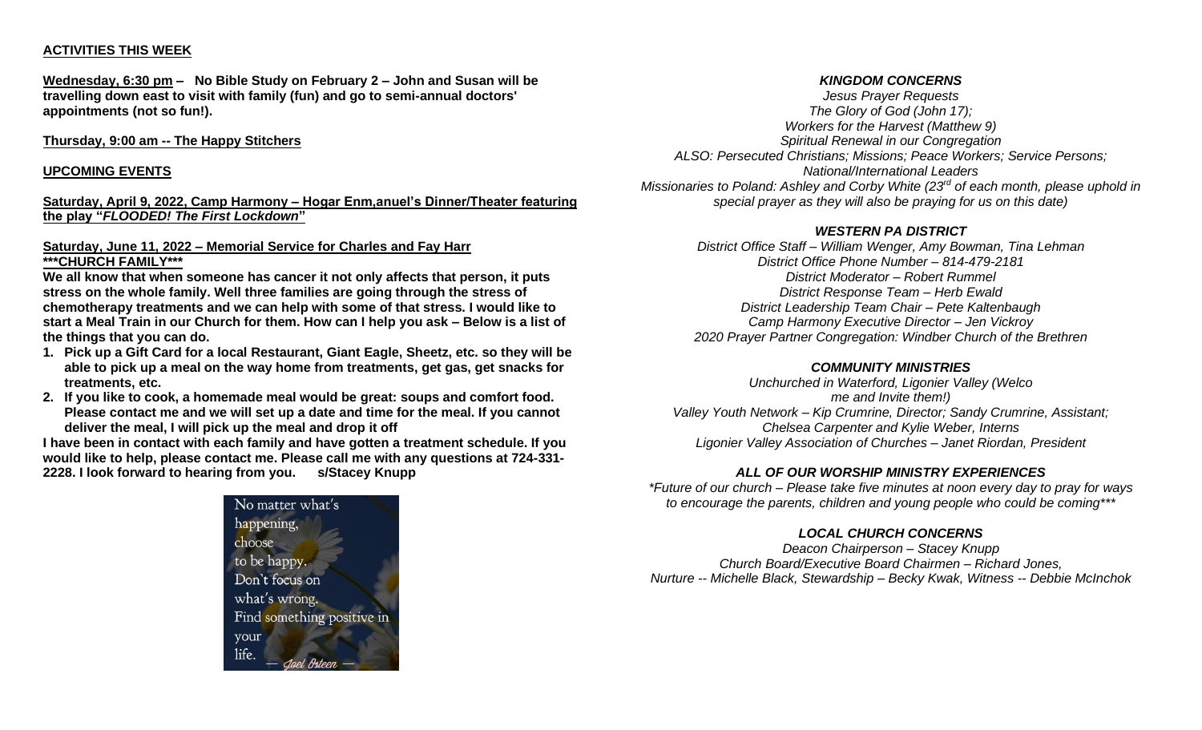## ACTIVITIES THIS WEEK

**Wednesday, 6:30 pm – No Bible Study on February 2 – John and Susan will be travelling down east to visit with family (fun) and go to semi-annual doctors' appointments (not so fun!).**

**Thursday, 9:00 am -- The Happy Stitchers**

## UPCOMING EVENTS

**Saturday, April 9, 2022, Camp Harmony – Hogar Enm,anuel's Dinner/Theater featuring the play "*FLOODED! The First Lockdown*"**

**Saturday, June 11, 2022 – Memorial Service for Charles and Fay Harr**

**\*\*\*CHURCH FAMILY\*\*\***

**We all know that when someone has cancer it not only affects that person, it puts stress on the whole family. Well three families are going through the stress of chemotherapy treatments and we can help with some of that stress. I would like to start a Meal Train in our Church for them. How can I help you ask – Below is a list of the things that you can do.**

1. **Pick up a Gift Card for a local Restaurant, Giant Eagle, Sheetz, etc. so they will be able to pick up a meal on the way home from treatments, get gas, get snacks for treatments, etc.**
2. **If you like to cook, a homemade meal would be great: soups and comfort food. Please contact me and we will set up a date and time for the meal. If you cannot deliver the meal, I will pick up the meal and drop it off**

**I have been in contact with each family and have gotten a treatment schedule. If you would like to help, please contact me. Please call me with any questions at 724-331-2228. I look forward to hearing from you. s/Stacey Knupp**

No matter what's happening, choose to be happy. Don't focus on what's wrong. Find something positive in your life. — Joel Osteen —

### *KINGDOM CONCERNS*

*Jesus Prayer Requests*
*The Glory of God (John 17);*
*Workers for the Harvest (Matthew 9)*
*Spiritual Renewal in our Congregation*
*ALSO: Persecuted Christians; Missions; Peace Workers; Service Persons; National/International Leaders*
*Missionaries to Poland: Ashley and Corby White (23rd of each month, please uphold in special prayer as they will also be praying for us on this date)*

### *WESTERN PA DISTRICT*

*District Office Staff – William Wenger, Amy Bowman, Tina Lehman*
*District Office Phone Number – 814-479-2181*
*District Moderator – Robert Rummel*
*District Response Team – Herb Ewald*
*District Leadership Team Chair – Pete Kaltenbaugh*
*Camp Harmony Executive Director – Jen Vickroy*
*2020 Prayer Partner Congregation: Windber Church of the Brethren*

### *COMMUNITY MINISTRIES*

*Unchurched in Waterford, Ligonier Valley (Welcome and Invite them!)*
*Valley Youth Network – Kip Crumrine, Director; Sandy Crumrine, Assistant; Chelsea Carpenter and Kylie Weber, Interns*
*Ligonier Valley Association of Churches – Janet Riordan, President*

### *ALL OF OUR WORSHIP MINISTRY EXPERIENCES*

*\*Future of our church – Please take five minutes at noon every day to pray for ways to encourage the parents, children and young people who could be coming\*\*\**

### *LOCAL CHURCH CONCERNS*

*Deacon Chairperson – Stacey Knupp*
*Church Board/Executive Board Chairmen – Richard Jones,*
*Nurture -- Michelle Black, Stewardship – Becky Kwak, Witness -- Debbie McInchok*